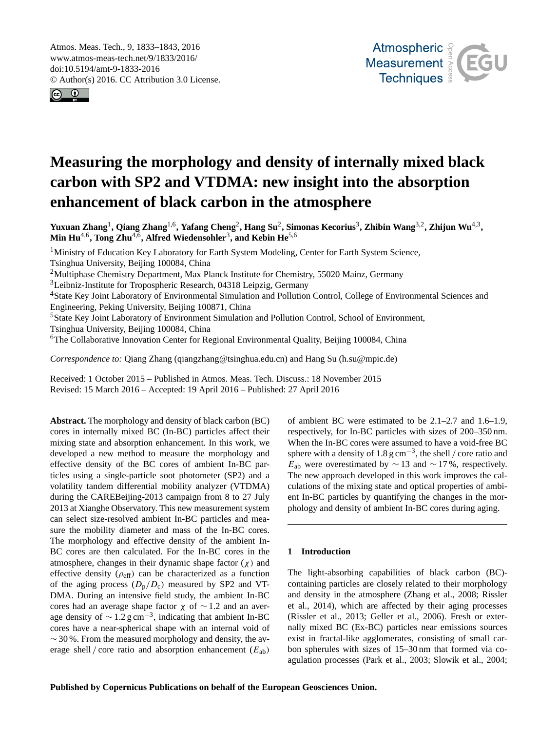# Measuring the morphology and density of internally mixed black carbon with SP2 and VTDMA: new insight into the absorption enhancement of black carbon in the atmosphere

**Yuxuan Zhang[1], Qiang Zhang[1,6], Yafang Cheng[2], Hang Su[2], Simonas Kecorius[3], Zhibin Wang[3,2], Zhijun Wu[4,3], Min Hu[4,6], Tong Zhu[4,6], Alfred Wiedensohler[3], and Kebin He[5,6]**

[1]Ministry of Education Key Laboratory for Earth System Modeling, Center for Earth System Science, Tsinghua University, Beijing 100084, China
[2]Multiphase Chemistry Department, Max Planck Institute for Chemistry, 55020 Mainz, Germany
[3]Leibniz-Institute for Tropospheric Research, 04318 Leipzig, Germany
[4]State Key Joint Laboratory of Environmental Simulation and Pollution Control, College of Environmental Sciences and Engineering, Peking University, Beijing 100871, China
[5]State Key Joint Laboratory of Environment Simulation and Pollution Control, School of Environment, Tsinghua University, Beijing 100084, China
[6]The Collaborative Innovation Center for Regional Environmental Quality, Beijing 100084, China

*Correspondence to:* Qiang Zhang (qiangzhang@tsinghua.edu.cn) and Hang Su (h.su@mpic.de)

Received: 1 October 2015 – Published in Atmos. Meas. Tech. Discuss.: 18 November 2015
Revised: 15 March 2016 – Accepted: 19 April 2016 – Published: 27 April 2016

**Abstract.** The morphology and density of black carbon (BC) cores in internally mixed BC (In-BC) particles affect their mixing state and absorption enhancement. In this work, we developed a new method to measure the morphology and effective density of the BC cores of ambient In-BC particles using a single-particle soot photometer (SP2) and a volatility tandem differential mobility analyzer (VTDMA) during the CAREBeijing-2013 campaign from 8 to 27 July 2013 at Xianghe Observatory. This new measurement system can select size-resolved ambient In-BC particles and measure the mobility diameter and mass of the In-BC cores. The morphology and effective density of the ambient In-BC cores are then calculated. For the In-BC cores in the atmosphere, changes in their dynamic shape factor ($\chi$) and effective density ($\rho_{\mathrm{eff}}$) can be characterized as a function of the aging process ($D_{\mathrm{p}}/D_{\mathrm{c}}$) measured by SP2 and VTDMA. During an intensive field study, the ambient In-BC cores had an average shape factor $\chi$ of $\sim 1.2$ and an average density of $\sim 1.2\,\mathrm{g\,cm^{-3}}$, indicating that ambient In-BC cores have a near-spherical shape with an internal void of $\sim 30\,\%$. From the measured morphology and density, the average shell / core ratio and absorption enhancement ($E_{\mathrm{ab}}$) of ambient BC were estimated to be 2.1–2.7 and 1.6–1.9, respectively, for In-BC particles with sizes of 200–350 nm. When the In-BC cores were assumed to have a void-free BC sphere with a density of $1.8\,\mathrm{g\,cm^{-3}}$, the shell / core ratio and $E_{\mathrm{ab}}$ were overestimated by $\sim 13$ and $\sim 17\,\%$, respectively. The new approach developed in this work improves the calculations of the mixing state and optical properties of ambient In-BC particles by quantifying the changes in the morphology and density of ambient In-BC cores during aging.

## 1 Introduction

The light-absorbing capabilities of black carbon (BC)-containing particles are closely related to their morphology and density in the atmosphere (Zhang et al., 2008; Rissler et al., 2014), which are affected by their aging processes (Rissler et al., 2013; Geller et al., 2006). Fresh or externally mixed BC (Ex-BC) particles near emissions sources exist in fractal-like agglomerates, consisting of small carbon spherules with sizes of 15–30 nm that formed via coagulation processes (Park et al., 2003; Slowik et al., 2004;

Published by Copernicus Publications on behalf of the European Geosciences Union.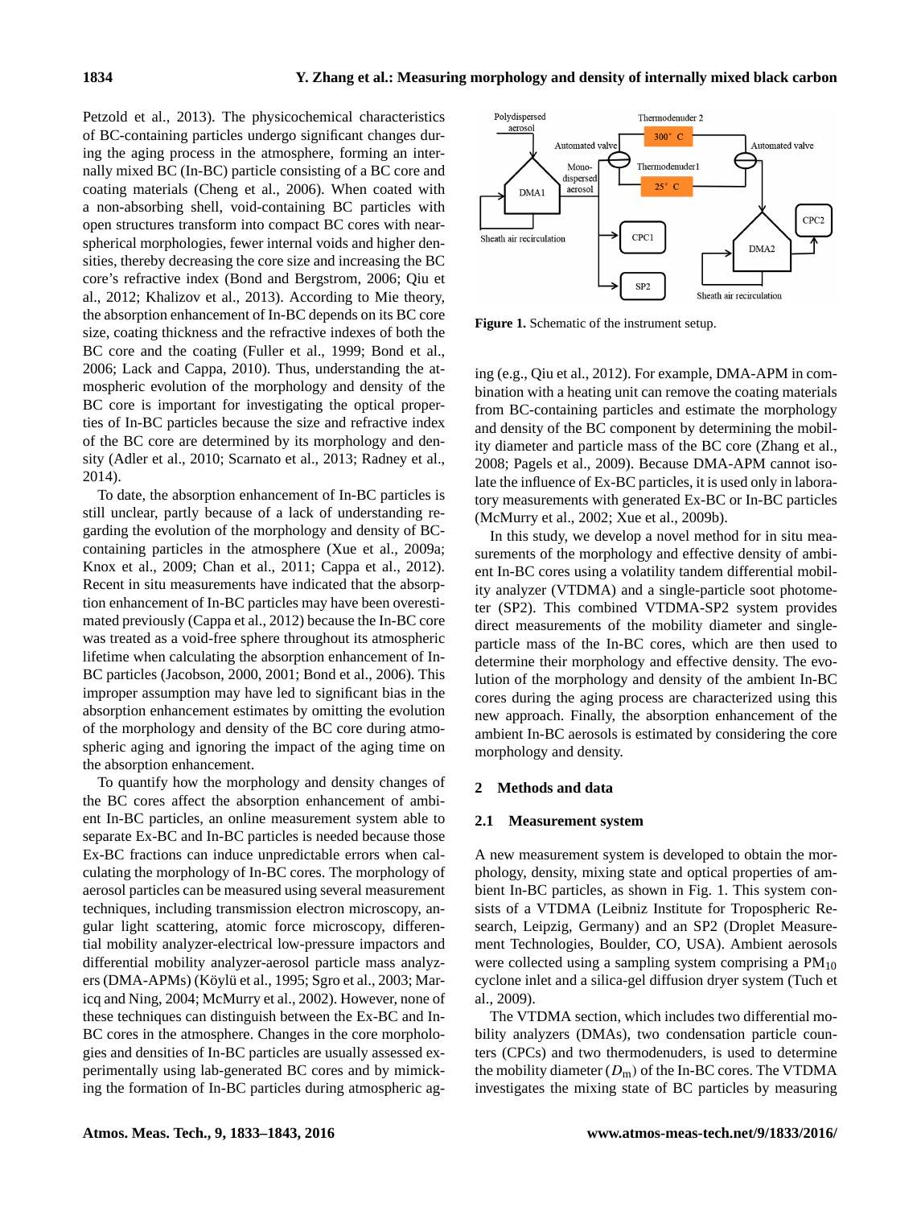Petzold et al., 2013). The physicochemical characteristics of BC-containing particles undergo significant changes during the aging process in the atmosphere, forming an internally mixed BC (In-BC) particle consisting of a BC core and coating materials (Cheng et al., 2006). When coated with a non-absorbing shell, void-containing BC particles with open structures transform into compact BC cores with near-spherical morphologies, fewer internal voids and higher densities, thereby decreasing the core size and increasing the BC core's refractive index (Bond and Bergstrom, 2006; Qiu et al., 2012; Khalizov et al., 2013). According to Mie theory, the absorption enhancement of In-BC depends on its BC core size, coating thickness and the refractive indexes of both the BC core and the coating (Fuller et al., 1999; Bond et al., 2006; Lack and Cappa, 2010). Thus, understanding the atmospheric evolution of the morphology and density of the BC core is important for investigating the optical properties of In-BC particles because the size and refractive index of the BC core are determined by its morphology and density (Adler et al., 2010; Scarnato et al., 2013; Radney et al., 2014).

To date, the absorption enhancement of In-BC particles is still unclear, partly because of a lack of understanding regarding the evolution of the morphology and density of BC-containing particles in the atmosphere (Xue et al., 2009a; Knox et al., 2009; Chan et al., 2011; Cappa et al., 2012). Recent in situ measurements have indicated that the absorption enhancement of In-BC particles may have been overestimated previously (Cappa et al., 2012) because the In-BC core was treated as a void-free sphere throughout its atmospheric lifetime when calculating the absorption enhancement of In-BC particles (Jacobson, 2000, 2001; Bond et al., 2006). This improper assumption may have led to significant bias in the absorption enhancement estimates by omitting the evolution of the morphology and density of the BC core during atmospheric aging and ignoring the impact of the aging time on the absorption enhancement.

To quantify how the morphology and density changes of the BC cores affect the absorption enhancement of ambient In-BC particles, an online measurement system able to separate Ex-BC and In-BC particles is needed because those Ex-BC fractions can induce unpredictable errors when calculating the morphology of In-BC cores. The morphology of aerosol particles can be measured using several measurement techniques, including transmission electron microscopy, angular light scattering, atomic force microscopy, differential mobility analyzer-electrical low-pressure impactors and differential mobility analyzer-aerosol particle mass analyzers (DMA-APMs) (Köylü et al., 1995; Sgro et al., 2003; Maricq and Ning, 2004; McMurry et al., 2002). However, none of these techniques can distinguish between the Ex-BC and In-BC cores in the atmosphere. Changes in the core morphologies and densities of In-BC particles are usually assessed experimentally using lab-generated BC cores and by mimicking the formation of In-BC particles during atmospheric aging (e.g., Qiu et al., 2012). For example, DMA-APM in combination with a heating unit can remove the coating materials from BC-containing particles and estimate the morphology and density of the BC component by determining the mobility diameter and particle mass of the BC core (Zhang et al., 2008; Pagels et al., 2009). Because DMA-APM cannot isolate the influence of Ex-BC particles, it is used only in laboratory measurements with generated Ex-BC or In-BC particles (McMurry et al., 2002; Xue et al., 2009b).

Polydispersed aerosol
Thermodenuder 2
300° C
Automated valve
Automated valve
Mono-dispersed aerosol
Thermodenuder1
25° C
DMA1
CPC2
DMA2
Sheath air recirculation
CPC1
SP2
Sheath air recirculation

**Figure 1.** Schematic of the instrument setup.

In this study, we develop a novel method for in situ measurements of the morphology and effective density of ambient In-BC cores using a volatility tandem differential mobility analyzer (VTDMA) and a single-particle soot photometer (SP2). This combined VTDMA-SP2 system provides direct measurements of the mobility diameter and single-particle mass of the In-BC cores, which are then used to determine their morphology and effective density. The evolution of the morphology and density of the ambient In-BC cores during the aging process are characterized using this new approach. Finally, the absorption enhancement of the ambient In-BC aerosols is estimated by considering the core morphology and density.

## 2 Methods and data

### 2.1 Measurement system

A new measurement system is developed to obtain the morphology, density, mixing state and optical properties of ambient In-BC particles, as shown in Fig. 1. This system consists of a VTDMA (Leibniz Institute for Tropospheric Research, Leipzig, Germany) and an SP2 (Droplet Measurement Technologies, Boulder, CO, USA). Ambient aerosols were collected using a sampling system comprising a $PM_{10}$ cyclone inlet and a silica-gel diffusion dryer system (Tuch et al., 2009).

The VTDMA section, which includes two differential mobility analyzers (DMAs), two condensation particle counters (CPCs) and two thermodenuders, is used to determine the mobility diameter ($D_m$) of the In-BC cores. The VTDMA investigates the mixing state of BC particles by measuring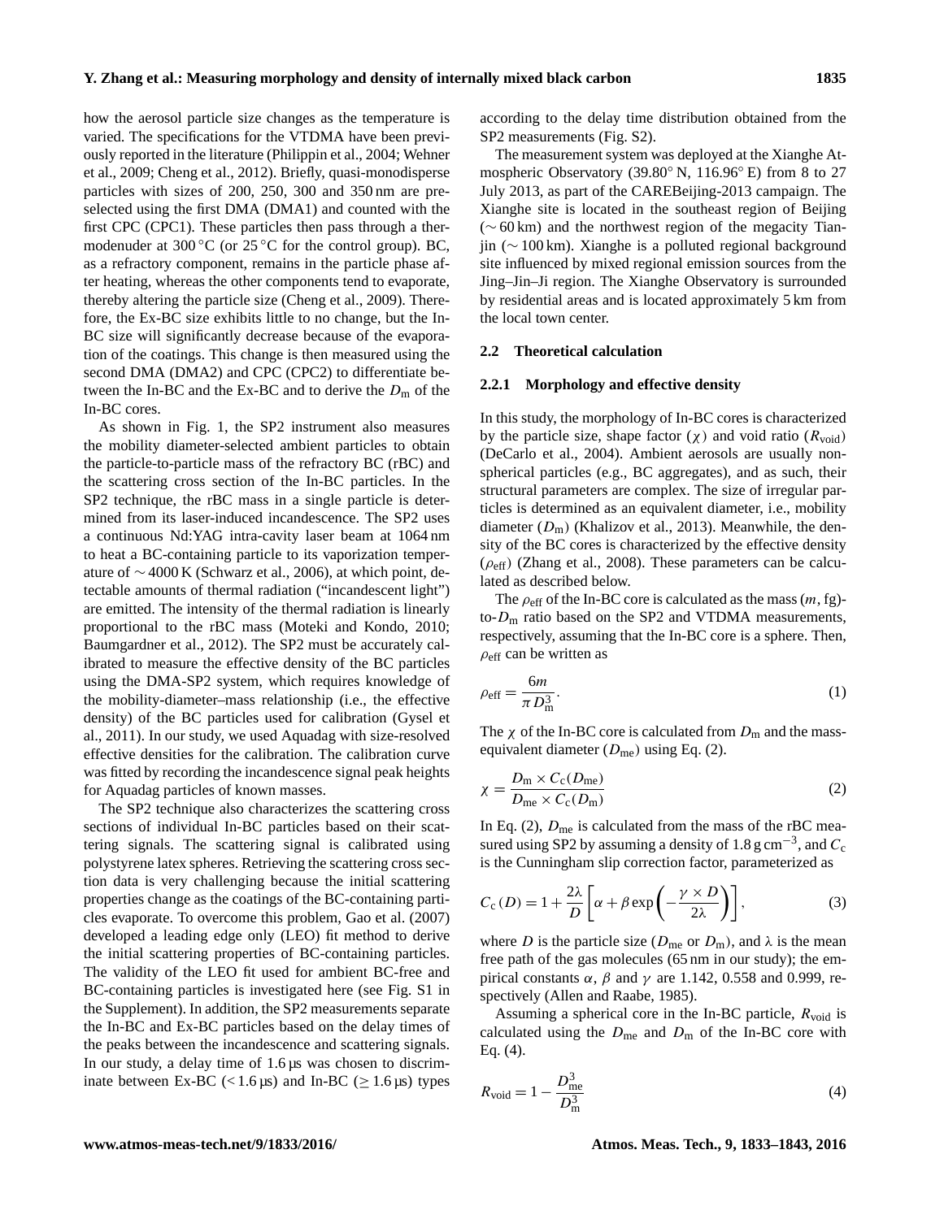how the aerosol particle size changes as the temperature is varied. The specifications for the VTDMA have been previously reported in the literature (Philippin et al., 2004; Wehner et al., 2009; Cheng et al., 2012). Briefly, quasi-monodisperse particles with sizes of 200, 250, 300 and 350 nm are preselected using the first DMA (DMA1) and counted with the first CPC (CPC1). These particles then pass through a thermodenuder at 300 °C (or 25 °C for the control group). BC, as a refractory component, remains in the particle phase after heating, whereas the other components tend to evaporate, thereby altering the particle size (Cheng et al., 2009). Therefore, the Ex-BC size exhibits little to no change, but the In-BC size will significantly decrease because of the evaporation of the coatings. This change is then measured using the second DMA (DMA2) and CPC (CPC2) to differentiate between the In-BC and the Ex-BC and to derive the $D_\mathrm{m}$ of the In-BC cores.

As shown in Fig. 1, the SP2 instrument also measures the mobility diameter-selected ambient particles to obtain the particle-to-particle mass of the refractory BC (rBC) and the scattering cross section of the In-BC particles. In the SP2 technique, the rBC mass in a single particle is determined from its laser-induced incandescence. The SP2 uses a continuous Nd:YAG intra-cavity laser beam at 1064 nm to heat a BC-containing particle to its vaporization temperature of $\sim 4000$ K (Schwarz et al., 2006), at which point, detectable amounts of thermal radiation ("incandescent light") are emitted. The intensity of the thermal radiation is linearly proportional to the rBC mass (Moteki and Kondo, 2010; Baumgardner et al., 2012). The SP2 must be accurately calibrated to measure the effective density of the BC particles using the DMA-SP2 system, which requires knowledge of the mobility-diameter–mass relationship (i.e., the effective density) of the BC particles used for calibration (Gysel et al., 2011). In our study, we used Aquadag with size-resolved effective densities for the calibration. The calibration curve was fitted by recording the incandescence signal peak heights for Aquadag particles of known masses.

The SP2 technique also characterizes the scattering cross sections of individual In-BC particles based on their scattering signals. The scattering signal is calibrated using polystyrene latex spheres. Retrieving the scattering cross section data is very challenging because the initial scattering properties change as the coatings of the BC-containing particles evaporate. To overcome this problem, Gao et al. (2007) developed a leading edge only (LEO) fit method to derive the initial scattering properties of BC-containing particles. The validity of the LEO fit used for ambient BC-free and BC-containing particles is investigated here (see Fig. S1 in the Supplement). In addition, the SP2 measurements separate the In-BC and Ex-BC particles based on the delay times of the peaks between the incandescence and scattering signals. In our study, a delay time of 1.6 µs was chosen to discriminate between Ex-BC ($< 1.6$ µs) and In-BC ($\geq 1.6$ µs) types according to the delay time distribution obtained from the SP2 measurements (Fig. S2).

The measurement system was deployed at the Xianghe Atmospheric Observatory (39.80° N, 116.96° E) from 8 to 27 July 2013, as part of the CAREBeijing-2013 campaign. The Xianghe site is located in the southeast region of Beijing ($\sim 60$ km) and the northwest region of the megacity Tianjin ($\sim 100$ km). Xianghe is a polluted regional background site influenced by mixed regional emission sources from the Jing–Jin–Ji region. The Xianghe Observatory is surrounded by residential areas and is located approximately 5 km from the local town center.

## 2.2 Theoretical calculation

### 2.2.1 Morphology and effective density

In this study, the morphology of In-BC cores is characterized by the particle size, shape factor ($\chi$) and void ratio ($R_\mathrm{void}$) (DeCarlo et al., 2004). Ambient aerosols are usually nonspherical particles (e.g., BC aggregates), and as such, their structural parameters are complex. The size of irregular particles is determined as an equivalent diameter, i.e., mobility diameter ($D_\mathrm{m}$) (Khalizov et al., 2013). Meanwhile, the density of the BC cores is characterized by the effective density ($\rho_\mathrm{eff}$) (Zhang et al., 2008). These parameters can be calculated as described below.

The $\rho_\mathrm{eff}$ of the In-BC core is calculated as the mass ($m$, fg)-to-$D_\mathrm{m}$ ratio based on the SP2 and VTDMA measurements, respectively, assuming that the In-BC core is a sphere. Then, $\rho_\mathrm{eff}$ can be written as

$$\rho_\mathrm{eff} = \frac{6m}{\pi D_\mathrm{m}^3}. \tag{1}$$

The $\chi$ of the In-BC core is calculated from $D_\mathrm{m}$ and the mass-equivalent diameter ($D_\mathrm{me}$) using Eq. (2).

$$\chi = \frac{D_\mathrm{m} \times C_\mathrm{c}(D_\mathrm{me})}{D_\mathrm{me} \times C_\mathrm{c}(D_\mathrm{m})} \tag{2}$$

In Eq. (2), $D_\mathrm{me}$ is calculated from the mass of the rBC measured using SP2 by assuming a density of 1.8 g cm$^{-3}$, and $C_\mathrm{c}$ is the Cunningham slip correction factor, parameterized as

$$C_\mathrm{c}(D) = 1 + \frac{2\lambda}{D}\left[\alpha + \beta \exp\left(-\frac{\gamma \times D}{2\lambda}\right)\right], \tag{3}$$

where $D$ is the particle size ($D_\mathrm{me}$ or $D_\mathrm{m}$), and $\lambda$ is the mean free path of the gas molecules (65 nm in our study); the empirical constants $\alpha$, $\beta$ and $\gamma$ are 1.142, 0.558 and 0.999, respectively (Allen and Raabe, 1985).

Assuming a spherical core in the In-BC particle, $R_\mathrm{void}$ is calculated using the $D_\mathrm{me}$ and $D_\mathrm{m}$ of the In-BC core with Eq. (4).

$$R_\mathrm{void} = 1 - \frac{D_\mathrm{me}^3}{D_\mathrm{m}^3} \tag{4}$$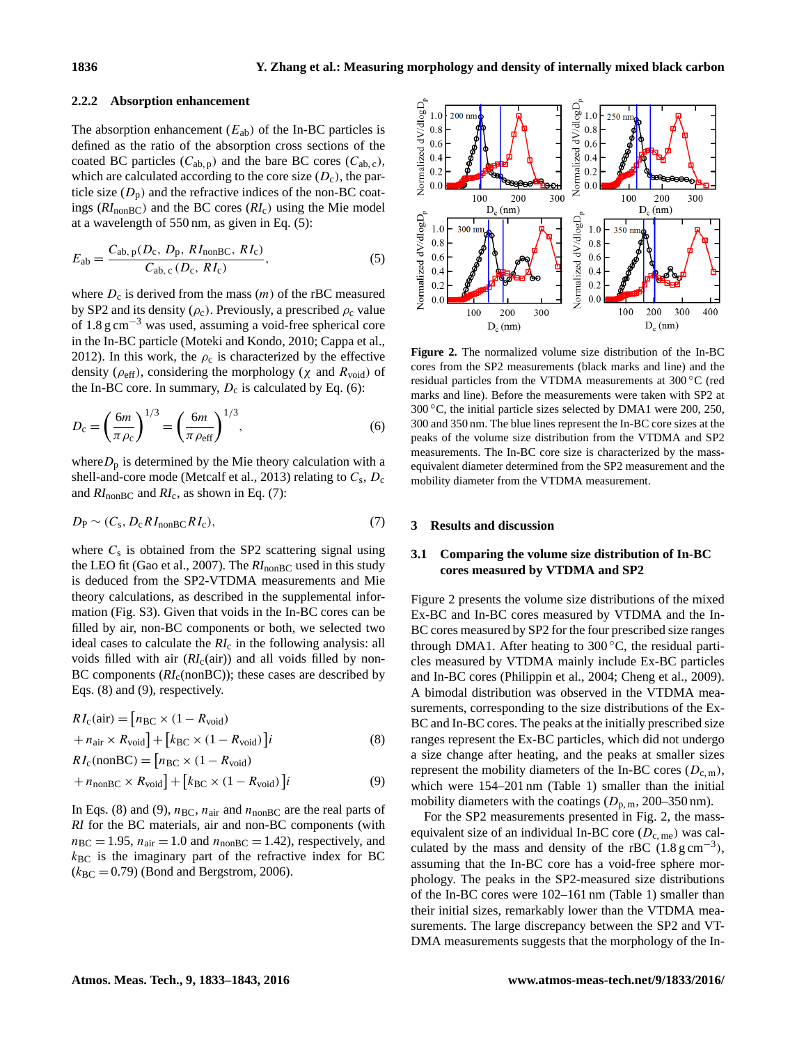### 2.2.2 Absorption enhancement

The absorption enhancement ($E_{ab}$) of the In-BC particles is defined as the ratio of the absorption cross sections of the coated BC particles ($C_{ab,p}$) and the bare BC cores ($C_{ab,c}$), which are calculated according to the core size ($D_c$), the particle size ($D_p$) and the refractive indices of the non-BC coatings ($RI_{nonBC}$) and the BC cores ($RI_c$) using the Mie model at a wavelength of 550 nm, as given in Eq. (5):

$$E_{ab} = \frac{C_{ab,p}(D_c, D_p, RI_{nonBC}, RI_c)}{C_{ab,c}(D_c, RI_c)}, \tag{5}$$

where $D_c$ is derived from the mass ($m$) of the rBC measured by SP2 and its density ($\rho_c$). Previously, a prescribed $\rho_c$ value of $1.8\,g\,cm^{-3}$ was used, assuming a void-free spherical core in the In-BC particle (Moteki and Kondo, 2010; Cappa et al., 2012). In this work, the $\rho_c$ is characterized by the effective density ($\rho_{eff}$), considering the morphology ($\chi$ and $R_{void}$) of the In-BC core. In summary, $D_c$ is calculated by Eq. (6):

$$D_c = \left(\frac{6m}{\pi\rho_c}\right)^{1/3} = \left(\frac{6m}{\pi\rho_{eff}}\right)^{1/3}, \tag{6}$$

where $D_p$ is determined by the Mie theory calculation with a shell-and-core mode (Metcalf et al., 2013) relating to $C_s$, $D_c$ and $RI_{nonBC}$ and $RI_c$, as shown in Eq. (7):

$$D_P \sim (C_s, D_c RI_{nonBC} RI_c), \tag{7}$$

where $C_s$ is obtained from the SP2 scattering signal using the LEO fit (Gao et al., 2007). The $RI_{nonBC}$ used in this study is deduced from the SP2-VTDMA measurements and Mie theory calculations, as described in the supplemental information (Fig. S3). Given that voids in the In-BC cores can be filled by air, non-BC components or both, we selected two ideal cases to calculate the $RI_c$ in the following analysis: all voids filled with air ($RI_c$(air)) and all voids filled by non-BC components ($RI_c$(nonBC)); these cases are described by Eqs. (8) and (9), respectively.

$$RI_c(\text{air}) = \left[n_{BC} \times (1 - R_{void}) + n_{air} \times R_{void}\right] + \left[k_{BC} \times (1 - R_{void})\right]i \tag{8}$$

$$RI_c(\text{nonBC}) = \left[n_{BC} \times (1 - R_{void}) + n_{nonBC} \times R_{void}\right] + \left[k_{BC} \times (1 - R_{void})\right]i \tag{9}$$

In Eqs. (8) and (9), $n_{BC}$, $n_{air}$ and $n_{nonBC}$ are the real parts of *RI* for the BC materials, air and non-BC components (with $n_{BC} = 1.95$, $n_{air} = 1.0$ and $n_{nonBC} = 1.42$), respectively, and $k_{BC}$ is the imaginary part of the refractive index for BC ($k_{BC} = 0.79$) (Bond and Bergstrom, 2006).

**Figure 2.** The normalized volume size distribution of the In-BC cores from the SP2 measurements (black marks and line) and the residual particles from the VTDMA measurements at 300 °C (red marks and line). Before the measurements were taken with SP2 at 300 °C, the initial particle sizes selected by DMA1 were 200, 250, 300 and 350 nm. The blue lines represent the In-BC core sizes at the peaks of the volume size distribution from the VTDMA and SP2 measurements. The In-BC core size is characterized by the mass-equivalent diameter determined from the SP2 measurement and the mobility diameter from the VTDMA measurement.

## 3 Results and discussion

### 3.1 Comparing the volume size distribution of In-BC cores measured by VTDMA and SP2

Figure 2 presents the volume size distributions of the mixed Ex-BC and In-BC cores measured by VTDMA and the In-BC cores measured by SP2 for the four prescribed size ranges through DMA1. After heating to 300 °C, the residual particles measured by VTDMA mainly include Ex-BC particles and In-BC cores (Philippin et al., 2004; Cheng et al., 2009). A bimodal distribution was observed in the VTDMA measurements, corresponding to the size distributions of the Ex-BC and In-BC cores. The peaks at the initially prescribed size ranges represent the Ex-BC particles, which did not undergo a size change after heating, and the peaks at smaller sizes represent the mobility diameters of the In-BC cores ($D_{c,m}$), which were 154–201 nm (Table 1) smaller than the initial mobility diameters with the coatings ($D_{p,m}$, 200–350 nm).

For the SP2 measurements presented in Fig. 2, the mass-equivalent size of an individual In-BC core ($D_{c,me}$) was calculated by the mass and density of the rBC ($1.8\,g\,cm^{-3}$), assuming that the In-BC core has a void-free sphere morphology. The peaks in the SP2-measured size distributions of the In-BC cores were 102–161 nm (Table 1) smaller than their initial sizes, remarkably lower than the VTDMA measurements. The large discrepancy between the SP2 and VTDMA measurements suggests that the morphology of the In-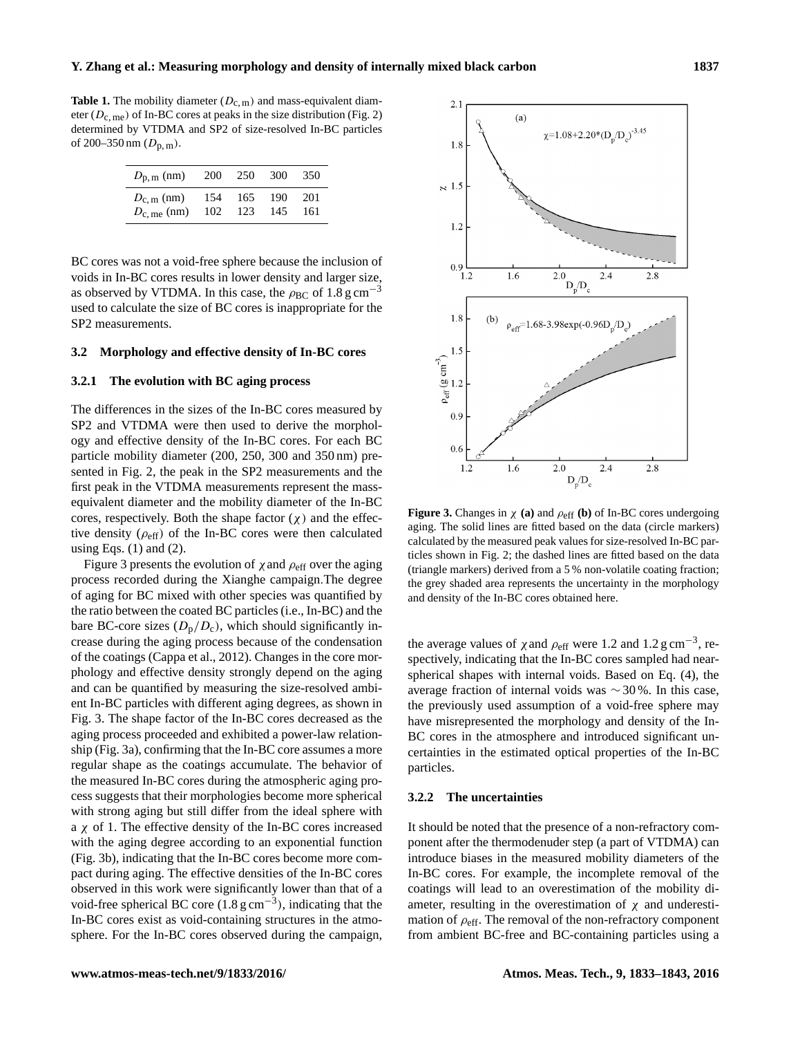**Table 1.** The mobility diameter ($D_{c,m}$) and mass-equivalent diameter ($D_{c,me}$) of In-BC cores at peaks in the size distribution (Fig. 2) determined by VTDMA and SP2 of size-resolved In-BC particles of 200–350 nm ($D_{p,m}$).

| $D_{p,m}$ (nm) | 200 | 250 | 300 | 350 |
|---|---|---|---|---|
| $D_{c,m}$ (nm) | 154 | 165 | 190 | 201 |
| $D_{c,me}$ (nm) | 102 | 123 | 145 | 161 |

BC cores was not a void-free sphere because the inclusion of voids in In-BC cores results in lower density and larger size, as observed by VTDMA. In this case, the $\rho_{BC}$ of 1.8 g cm$^{-3}$ used to calculate the size of BC cores is inappropriate for the SP2 measurements.

### 3.2 Morphology and effective density of In-BC cores

#### 3.2.1 The evolution with BC aging process

The differences in the sizes of the In-BC cores measured by SP2 and VTDMA were then used to derive the morphology and effective density of the In-BC cores. For each BC particle mobility diameter (200, 250, 300 and 350 nm) presented in Fig. 2, the peak in the SP2 measurements and the first peak in the VTDMA measurements represent the mass-equivalent diameter and the mobility diameter of the In-BC cores, respectively. Both the shape factor ($\chi$) and the effective density ($\rho_{eff}$) of the In-BC cores were then calculated using Eqs. (1) and (2).

Figure 3 presents the evolution of $\chi$ and $\rho_{eff}$ over the aging process recorded during the Xianghe campaign.The degree of aging for BC mixed with other species was quantified by the ratio between the coated BC particles (i.e., In-BC) and the bare BC-core sizes ($D_p/D_c$), which should significantly increase during the aging process because of the condensation of the coatings (Cappa et al., 2012). Changes in the core morphology and effective density strongly depend on the aging and can be quantified by measuring the size-resolved ambient In-BC particles with different aging degrees, as shown in Fig. 3. The shape factor of the In-BC cores decreased as the aging process proceeded and exhibited a power-law relationship (Fig. 3a), confirming that the In-BC core assumes a more regular shape as the coatings accumulate. The behavior of the measured In-BC cores during the atmospheric aging process suggests that their morphologies become more spherical with strong aging but still differ from the ideal sphere with a $\chi$ of 1. The effective density of the In-BC cores increased with the aging degree according to an exponential function (Fig. 3b), indicating that the In-BC cores become more compact during aging. The effective densities of the In-BC cores observed in this work were significantly lower than that of a void-free spherical BC core (1.8 g cm$^{-3}$), indicating that the In-BC cores exist as void-containing structures in the atmosphere. For the In-BC cores observed during the campaign, the average values of $\chi$ and $\rho_{eff}$ were 1.2 and 1.2 g cm$^{-3}$, respectively, indicating that the In-BC cores sampled had near-spherical shapes with internal voids. Based on Eq. (4), the average fraction of internal voids was ~30 %. In this case, the previously used assumption of a void-free sphere may have misrepresented the morphology and density of the In-BC cores in the atmosphere and introduced significant uncertainties in the estimated optical properties of the In-BC particles.

(a)
$\chi=1.08+2.20*(D_p/D_c)^{-3.45}$
$\chi$
2.1
1.8
1.5
1.2
0.9
1.2 1.6 2.0 2.4 2.8
$D_p/D_c$

(b)
$\rho_{eff}=1.68-3.98\exp(-0.96D_p/D_c)$
$\rho_{eff}$ (g cm$^{-3}$)
1.8
1.5
1.2
0.9
0.6
1.2 1.6 2.0 2.4 2.8
$D_p/D_c$

**Figure 3.** Changes in $\chi$ **(a)** and $\rho_{eff}$ **(b)** of In-BC cores undergoing aging. The solid lines are fitted based on the data (circle markers) calculated by the measured peak values for size-resolved In-BC particles shown in Fig. 2; the dashed lines are fitted based on the data (triangle markers) derived from a 5 % non-volatile coating fraction; the grey shaded area represents the uncertainty in the morphology and density of the In-BC cores obtained here.

#### 3.2.2 The uncertainties

It should be noted that the presence of a non-refractory component after the thermodenuder step (a part of VTDMA) can introduce biases in the measured mobility diameters of the In-BC cores. For example, the incomplete removal of the coatings will lead to an overestimation of the mobility diameter, resulting in the overestimation of $\chi$ and underestimation of $\rho_{eff}$. The removal of the non-refractory component from ambient BC-free and BC-containing particles using a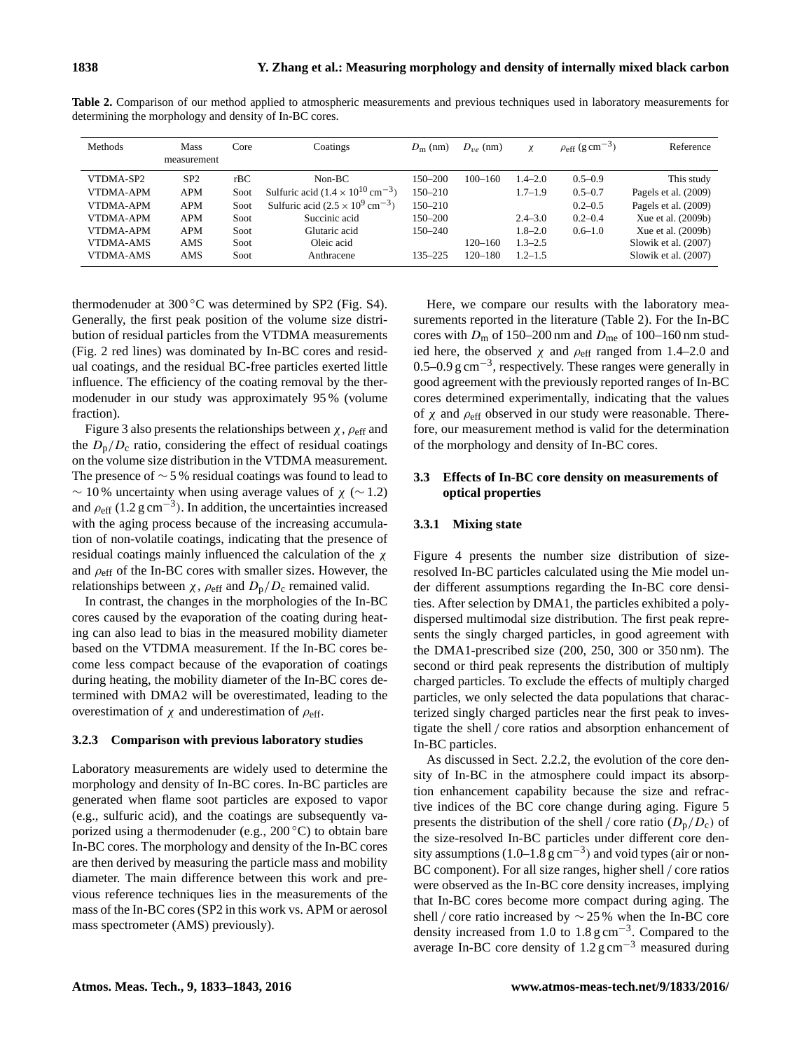**Table 2.** Comparison of our method applied to atmospheric measurements and previous techniques used in laboratory measurements for determining the morphology and density of In-BC cores.

| Methods | Mass measurement | Core | Coatings | $D_m$ (nm) | $D_{ve}$ (nm) | $\chi$ | $\rho_{eff}$ (g cm$^{-3}$) | Reference |
|---|---|---|---|---|---|---|---|---|
| VTDMA-SP2 | SP2 | rBC | Non-BC | 150–200 | 100–160 | 1.4–2.0 | 0.5–0.9 | This study |
| VTDMA-APM | APM | Soot | Sulfuric acid ($1.4 \times 10^{10}$ cm$^{-3}$) | 150–210 | | 1.7–1.9 | 0.5–0.7 | Pagels et al. (2009) |
| VTDMA-APM | APM | Soot | Sulfuric acid ($2.5 \times 10^{9}$ cm$^{-3}$) | 150–210 | | | 0.2–0.5 | Pagels et al. (2009) |
| VTDMA-APM | APM | Soot | Succinic acid | 150–200 | | 2.4–3.0 | 0.2–0.4 | Xue et al. (2009b) |
| VTDMA-APM | APM | Soot | Glutaric acid | 150–240 | | 1.8–2.0 | 0.6–1.0 | Xue et al. (2009b) |
| VTDMA-AMS | AMS | Soot | Oleic acid | | 120–160 | 1.3–2.5 | | Slowik et al. (2007) |
| VTDMA-AMS | AMS | Soot | Anthracene | 135–225 | 120–180 | 1.2–1.5 | | Slowik et al. (2007) |

thermodenuder at 300 °C was determined by SP2 (Fig. S4). Generally, the first peak position of the volume size distribution of residual particles from the VTDMA measurements (Fig. 2 red lines) was dominated by In-BC cores and residual coatings, and the residual BC-free particles exerted little influence. The efficiency of the coating removal by the thermodenuder in our study was approximately 95 % (volume fraction).

Figure 3 also presents the relationships between $\chi$, $\rho_{eff}$ and the $D_p/D_c$ ratio, considering the effect of residual coatings on the volume size distribution in the VTDMA measurement. The presence of $\sim$ 5 % residual coatings was found to lead to $\sim$ 10 % uncertainty when using average values of $\chi$ ($\sim$ 1.2) and $\rho_{eff}$ (1.2 g cm$^{-3}$). In addition, the uncertainties increased with the aging process because of the increasing accumulation of non-volatile coatings, indicating that the presence of residual coatings mainly influenced the calculation of the $\chi$ and $\rho_{eff}$ of the In-BC cores with smaller sizes. However, the relationships between $\chi$, $\rho_{eff}$ and $D_p/D_c$ remained valid.

In contrast, the changes in the morphologies of the In-BC cores caused by the evaporation of the coating during heating can also lead to bias in the measured mobility diameter based on the VTDMA measurement. If the In-BC cores become less compact because of the evaporation of coatings during heating, the mobility diameter of the In-BC cores determined with DMA2 will be overestimated, leading to the overestimation of $\chi$ and underestimation of $\rho_{eff}$.

### 3.2.3 Comparison with previous laboratory studies

Laboratory measurements are widely used to determine the morphology and density of In-BC cores. In-BC particles are generated when flame soot particles are exposed to vapor (e.g., sulfuric acid), and the coatings are subsequently vaporized using a thermodenuder (e.g., 200 °C) to obtain bare In-BC cores. The morphology and density of the In-BC cores are then derived by measuring the particle mass and mobility diameter. The main difference between this work and previous reference techniques lies in the measurements of the mass of the In-BC cores (SP2 in this work vs. APM or aerosol mass spectrometer (AMS) previously).

Here, we compare our results with the laboratory measurements reported in the literature (Table 2). For the In-BC cores with $D_m$ of 150–200 nm and $D_{me}$ of 100–160 nm studied here, the observed $\chi$ and $\rho_{eff}$ ranged from 1.4–2.0 and 0.5–0.9 g cm$^{-3}$, respectively. These ranges were generally in good agreement with the previously reported ranges of In-BC cores determined experimentally, indicating that the values of $\chi$ and $\rho_{eff}$ observed in our study were reasonable. Therefore, our measurement method is valid for the determination of the morphology and density of In-BC cores.

## 3.3 Effects of In-BC core density on measurements of optical properties

### 3.3.1 Mixing state

Figure 4 presents the number size distribution of size-resolved In-BC particles calculated using the Mie model under different assumptions regarding the In-BC core densities. After selection by DMA1, the particles exhibited a polydispersed multimodal size distribution. The first peak represents the singly charged particles, in good agreement with the DMA1-prescribed size (200, 250, 300 or 350 nm). The second or third peak represents the distribution of multiply charged particles. To exclude the effects of multiply charged particles, we only selected the data populations that characterized singly charged particles near the first peak to investigate the shell / core ratios and absorption enhancement of In-BC particles.

As discussed in Sect. 2.2.2, the evolution of the core density of In-BC in the atmosphere could impact its absorption enhancement capability because the size and refractive indices of the BC core change during aging. Figure 5 presents the distribution of the shell / core ratio ($D_p/D_c$) of the size-resolved In-BC particles under different core density assumptions (1.0–1.8 g cm$^{-3}$) and void types (air or non-BC component). For all size ranges, higher shell / core ratios were observed as the In-BC core density increases, implying that In-BC cores become more compact during aging. The shell / core ratio increased by $\sim$ 25 % when the In-BC core density increased from 1.0 to 1.8 g cm$^{-3}$. Compared to the average In-BC core density of 1.2 g cm$^{-3}$ measured during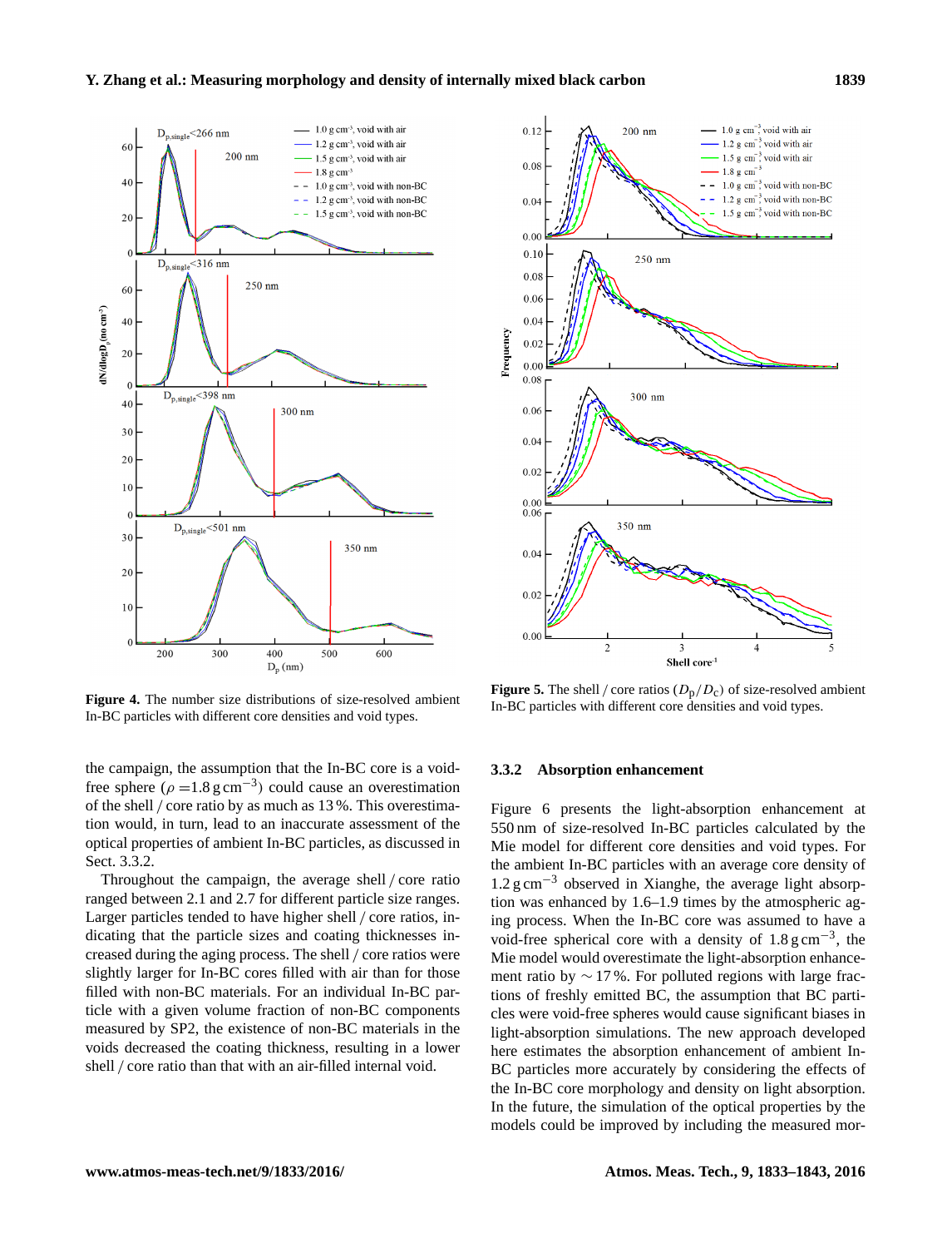$D_{p,single}$<266 nm

200 nm

$D_{p,single}$<316 nm

250 nm

$D_{p,single}$<398 nm

300 nm

$D_{p,single}$<501 nm

350 nm

1.0 g cm$^{-3}$, void with air
1.2 g cm$^{-3}$, void with air
1.5 g cm$^{-3}$, void with air
1.8 g cm$^{-3}$
1.0 g cm$^{-3}$, void with non-BC
1.2 g cm$^{-3}$, void with non-BC
1.5 g cm$^{-3}$, void with non-BC

dN/dlogD$_p$ (no cm$^{-3}$)

$D_p$ (nm)

**Figure 4.** The number size distributions of size-resolved ambient In-BC particles with different core densities and void types.

200 nm

250 nm

300 nm

350 nm

Frequency

Shell core$^{-1}$

**Figure 5.** The shell / core ratios ($D_p/D_c$) of size-resolved ambient In-BC particles with different core densities and void types.

the campaign, the assumption that the In-BC core is a void-free sphere ($\rho$ =1.8 g cm$^{-3}$) could cause an overestimation of the shell / core ratio by as much as 13 %. This overestimation would, in turn, lead to an inaccurate assessment of the optical properties of ambient In-BC particles, as discussed in Sect. 3.3.2.

Throughout the campaign, the average shell / core ratio ranged between 2.1 and 2.7 for different particle size ranges. Larger particles tended to have higher shell / core ratios, indicating that the particle sizes and coating thicknesses increased during the aging process. The shell / core ratios were slightly larger for In-BC cores filled with air than for those filled with non-BC materials. For an individual In-BC particle with a given volume fraction of non-BC components measured by SP2, the existence of non-BC materials in the voids decreased the coating thickness, resulting in a lower shell / core ratio than that with an air-filled internal void.

### 3.3.2 Absorption enhancement

Figure 6 presents the light-absorption enhancement at 550 nm of size-resolved In-BC particles calculated by the Mie model for different core densities and void types. For the ambient In-BC particles with an average core density of 1.2 g cm$^{-3}$ observed in Xianghe, the average light absorption was enhanced by 1.6–1.9 times by the atmospheric aging process. When the In-BC core was assumed to have a void-free spherical core with a density of 1.8 g cm$^{-3}$, the Mie model would overestimate the light-absorption enhancement ratio by $\sim$17 %. For polluted regions with large fractions of freshly emitted BC, the assumption that BC particles were void-free spheres would cause significant biases in light-absorption simulations. The new approach developed here estimates the absorption enhancement of ambient In-BC particles more accurately by considering the effects of the In-BC core morphology and density on light absorption. In the future, the simulation of the optical properties by the models could be improved by including the measured mor-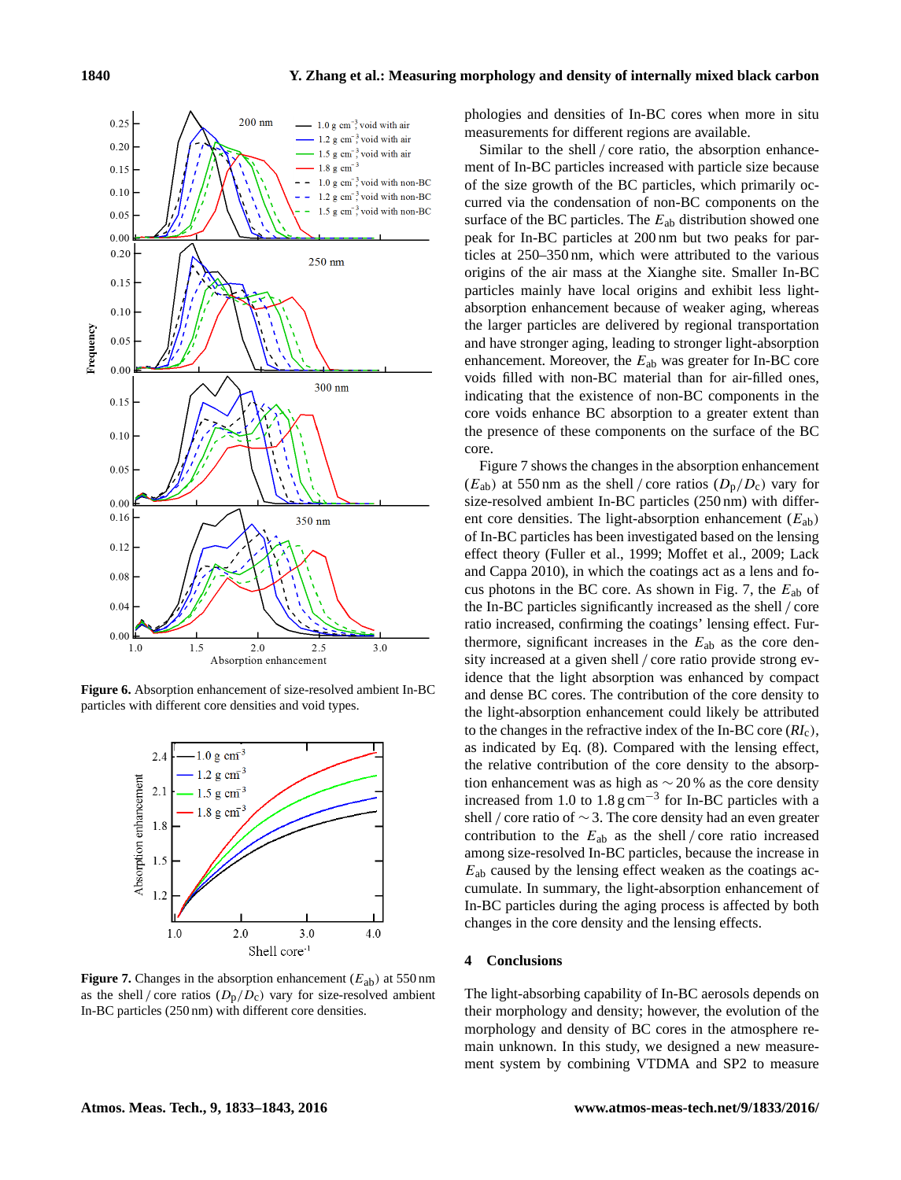200 nm

1.0 g cm$^{-3}$, void with air
1.2 g cm$^{-3}$, void with air
1.5 g cm$^{-3}$, void with air
1.8 g cm$^{-3}$
1.0 g cm$^{-3}$, void with non-BC
1.2 g cm$^{-3}$, void with non-BC
1.5 g cm$^{-3}$, void with non-BC

250 nm

300 nm

350 nm

Frequency

Absorption enhancement

**Figure 6.** Absorption enhancement of size-resolved ambient In-BC particles with different core densities and void types.

1.0 g cm$^{-3}$
1.2 g cm$^{-3}$
1.5 g cm$^{-3}$
1.8 g cm$^{-3}$

Absorption enhancement

Shell core$^{-1}$

**Figure 7.** Changes in the absorption enhancement ($E_{ab}$) at 550 nm as the shell / core ratios ($D_p/D_c$) vary for size-resolved ambient In-BC particles (250 nm) with different core densities.

phologies and densities of In-BC cores when more in situ measurements for different regions are available.

Similar to the shell / core ratio, the absorption enhancement of In-BC particles increased with particle size because of the size growth of the BC particles, which primarily occurred via the condensation of non-BC components on the surface of the BC particles. The $E_{ab}$ distribution showed one peak for In-BC particles at 200 nm but two peaks for particles at 250–350 nm, which were attributed to the various origins of the air mass at the Xianghe site. Smaller In-BC particles mainly have local origins and exhibit less light-absorption enhancement because of weaker aging, whereas the larger particles are delivered by regional transportation and have stronger aging, leading to stronger light-absorption enhancement. Moreover, the $E_{ab}$ was greater for In-BC core voids filled with non-BC material than for air-filled ones, indicating that the existence of non-BC components in the core voids enhance BC absorption to a greater extent than the presence of these components on the surface of the BC core.

Figure 7 shows the changes in the absorption enhancement ($E_{ab}$) at 550 nm as the shell / core ratios ($D_p/D_c$) vary for size-resolved ambient In-BC particles (250 nm) with different core densities. The light-absorption enhancement ($E_{ab}$) of In-BC particles has been investigated based on the lensing effect theory (Fuller et al., 1999; Moffet et al., 2009; Lack and Cappa 2010), in which the coatings act as a lens and focus photons in the BC core. As shown in Fig. 7, the $E_{ab}$ of the In-BC particles significantly increased as the shell / core ratio increased, confirming the coatings' lensing effect. Furthermore, significant increases in the $E_{ab}$ as the core density increased at a given shell / core ratio provide strong evidence that the light absorption was enhanced by compact and dense BC cores. The contribution of the core density to the light-absorption enhancement could likely be attributed to the changes in the refractive index of the In-BC core ($RI_c$), as indicated by Eq. (8). Compared with the lensing effect, the relative contribution of the core density to the absorption enhancement was as high as ~ 20 % as the core density increased from 1.0 to 1.8 g cm$^{-3}$ for In-BC particles with a shell / core ratio of ~ 3. The core density had an even greater contribution to the $E_{ab}$ as the shell / core ratio increased among size-resolved In-BC particles, because the increase in $E_{ab}$ caused by the lensing effect weaken as the coatings accumulate. In summary, the light-absorption enhancement of In-BC particles during the aging process is affected by both changes in the core density and the lensing effects.

## 4 Conclusions

The light-absorbing capability of In-BC aerosols depends on their morphology and density; however, the evolution of the morphology and density of BC cores in the atmosphere remain unknown. In this study, we designed a new measurement system by combining VTDMA and SP2 to measure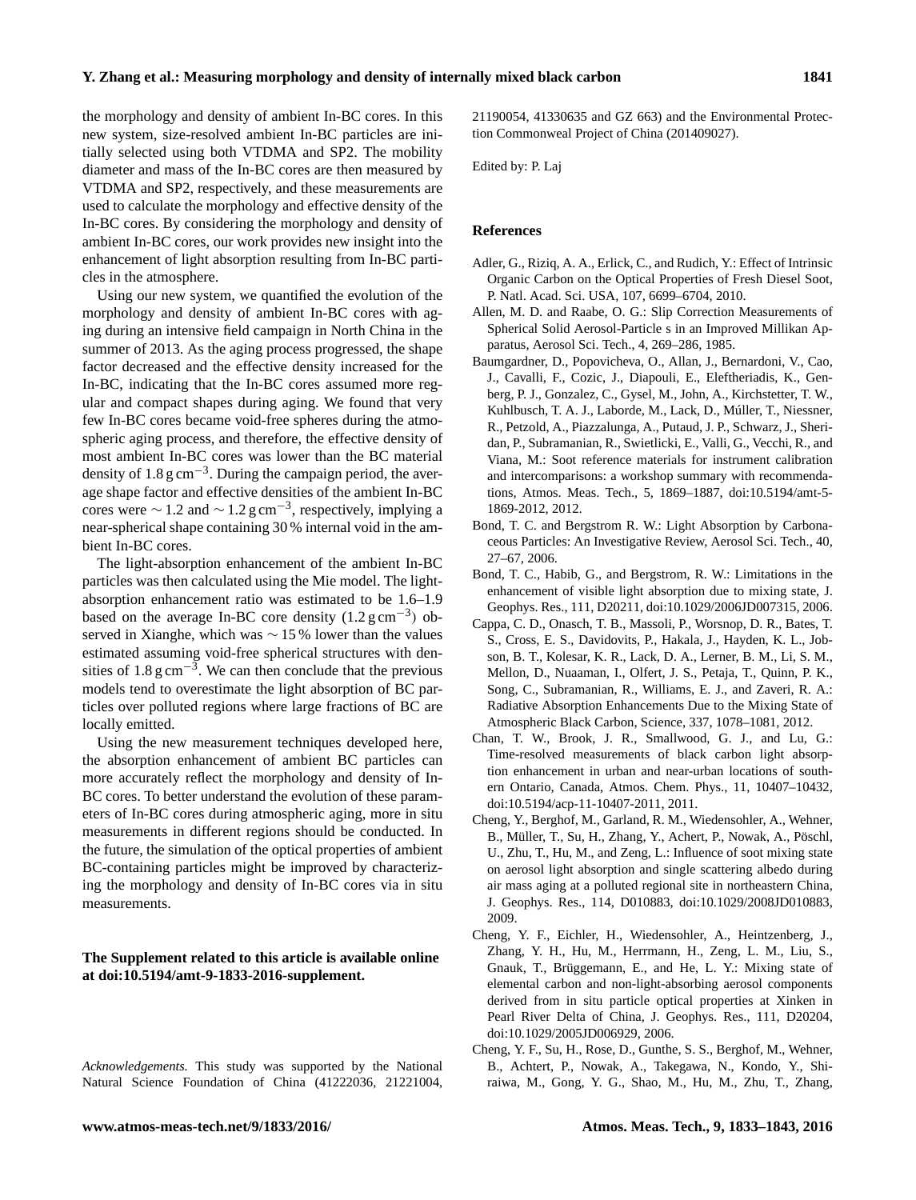the morphology and density of ambient In-BC cores. In this new system, size-resolved ambient In-BC particles are initially selected using both VTDMA and SP2. The mobility diameter and mass of the In-BC cores are then measured by VTDMA and SP2, respectively, and these measurements are used to calculate the morphology and effective density of the In-BC cores. By considering the morphology and density of ambient In-BC cores, our work provides new insight into the enhancement of light absorption resulting from In-BC particles in the atmosphere.

Using our new system, we quantified the evolution of the morphology and density of ambient In-BC cores with aging during an intensive field campaign in North China in the summer of 2013. As the aging process progressed, the shape factor decreased and the effective density increased for the In-BC, indicating that the In-BC cores assumed more regular and compact shapes during aging. We found that very few In-BC cores became void-free spheres during the atmospheric aging process, and therefore, the effective density of most ambient In-BC cores was lower than the BC material density of 1.8 g $cm^{-3}$. During the campaign period, the average shape factor and effective densities of the ambient In-BC cores were $\sim 1.2$ and $\sim 1.2$ g $cm^{-3}$, respectively, implying a near-spherical shape containing 30 % internal void in the ambient In-BC cores.

The light-absorption enhancement of the ambient In-BC particles was then calculated using the Mie model. The light-absorption enhancement ratio was estimated to be 1.6–1.9 based on the average In-BC core density (1.2 g $cm^{-3}$) observed in Xianghe, which was $\sim 15$ % lower than the values estimated assuming void-free spherical structures with densities of 1.8 g $cm^{-3}$. We can then conclude that the previous models tend to overestimate the light absorption of BC particles over polluted regions where large fractions of BC are locally emitted.

Using the new measurement techniques developed here, the absorption enhancement of ambient BC particles can more accurately reflect the morphology and density of In-BC cores. To better understand the evolution of these parameters of In-BC cores during atmospheric aging, more in situ measurements in different regions should be conducted. In the future, the simulation of the optical properties of ambient BC-containing particles might be improved by characterizing the morphology and density of In-BC cores via in situ measurements.

**The Supplement related to this article is available online at doi:10.5194/amt-9-1833-2016-supplement.**

*Acknowledgements.* This study was supported by the National Natural Science Foundation of China (41222036, 21221004, 21190054, 41330635 and GZ 663) and the Environmental Protection Commonweal Project of China (201409027).

Edited by: P. Laj

## References

Adler, G., Riziq, A. A., Erlick, C., and Rudich, Y.: Effect of Intrinsic Organic Carbon on the Optical Properties of Fresh Diesel Soot, P. Natl. Acad. Sci. USA, 107, 6699–6704, 2010.

Allen, M. D. and Raabe, O. G.: Slip Correction Measurements of Spherical Solid Aerosol-Particle s in an Improved Millikan Apparatus, Aerosol Sci. Tech., 4, 269–286, 1985.

Baumgardner, D., Popovicheva, O., Allan, J., Bernardoni, V., Cao, J., Cavalli, F., Cozic, J., Diapouli, E., Eleftheriadis, K., Genberg, P. J., Gonzalez, C., Gysel, M., John, A., Kirchstetter, T. W., Kuhlbusch, T. A. J., Laborde, M., Lack, D., Múller, T., Niessner, R., Petzold, A., Piazzalunga, A., Putaud, J. P., Schwarz, J., Sheridan, P., Subramanian, R., Swietlicki, E., Valli, G., Vecchi, R., and Viana, M.: Soot reference materials for instrument calibration and intercomparisons: a workshop summary with recommendations, Atmos. Meas. Tech., 5, 1869–1887, doi:10.5194/amt-5-1869-2012, 2012.

Bond, T. C. and Bergstrom R. W.: Light Absorption by Carbonaceous Particles: An Investigative Review, Aerosol Sci. Tech., 40, 27–67, 2006.

Bond, T. C., Habib, G., and Bergstrom, R. W.: Limitations in the enhancement of visible light absorption due to mixing state, J. Geophys. Res., 111, D20211, doi:10.1029/2006JD007315, 2006.

Cappa, C. D., Onasch, T. B., Massoli, P., Worsnop, D. R., Bates, T. S., Cross, E. S., Davidovits, P., Hakala, J., Hayden, K. L., Jobson, B. T., Kolesar, K. R., Lack, D. A., Lerner, B. M., Li, S. M., Mellon, D., Nuaaman, I., Olfert, J. S., Petaja, T., Quinn, P. K., Song, C., Subramanian, R., Williams, E. J., and Zaveri, R. A.: Radiative Absorption Enhancements Due to the Mixing State of Atmospheric Black Carbon, Science, 337, 1078–1081, 2012.

Chan, T. W., Brook, J. R., Smallwood, G. J., and Lu, G.: Time-resolved measurements of black carbon light absorption enhancement in urban and near-urban locations of southern Ontario, Canada, Atmos. Chem. Phys., 11, 10407–10432, doi:10.5194/acp-11-10407-2011, 2011.

Cheng, Y., Berghof, M., Garland, R. M., Wiedensohler, A., Wehner, B., Müller, T., Su, H., Zhang, Y., Achert, P., Nowak, A., Pöschl, U., Zhu, T., Hu, M., and Zeng, L.: Influence of soot mixing state on aerosol light absorption and single scattering albedo during air mass aging at a polluted regional site in northeastern China, J. Geophys. Res., 114, D010883, doi:10.1029/2008JD010883, 2009.

Cheng, Y. F., Eichler, H., Wiedensohler, A., Heintzenberg, J., Zhang, Y. H., Hu, M., Herrmann, H., Zeng, L. M., Liu, S., Gnauk, T., Brüggemann, E., and He, L. Y.: Mixing state of elemental carbon and non-light-absorbing aerosol components derived from in situ particle optical properties at Xinken in Pearl River Delta of China, J. Geophys. Res., 111, D20204, doi:10.1029/2005JD006929, 2006.

Cheng, Y. F., Su, H., Rose, D., Gunthe, S. S., Berghof, M., Wehner, B., Achtert, P., Nowak, A., Takegawa, N., Kondo, Y., Shiraiwa, M., Gong, Y. G., Shao, M., Hu, M., Zhu, T., Zhang,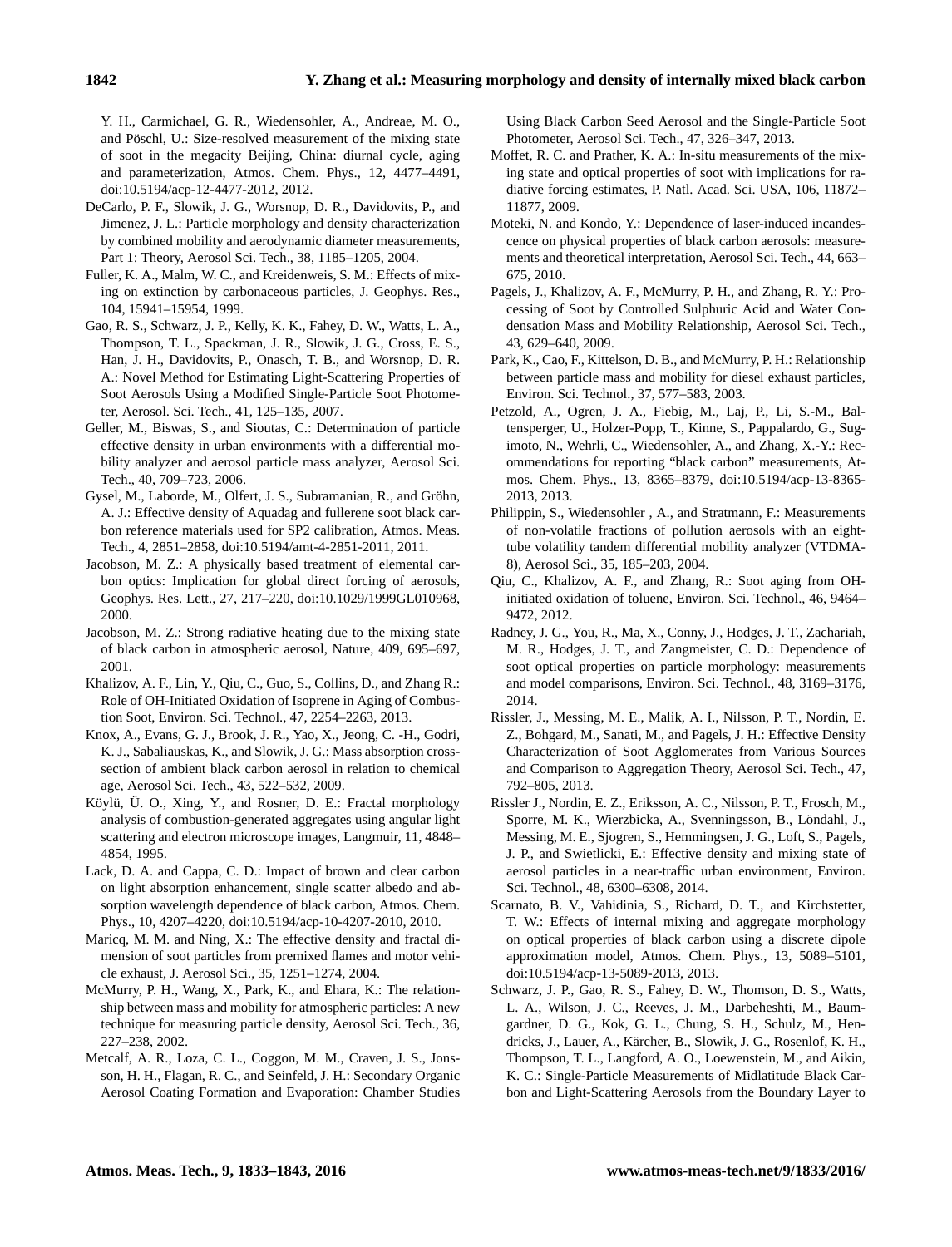Y. H., Carmichael, G. R., Wiedensohler, A., Andreae, M. O., and Pöschl, U.: Size-resolved measurement of the mixing state of soot in the megacity Beijing, China: diurnal cycle, aging and parameterization, Atmos. Chem. Phys., 12, 4477–4491, doi:10.5194/acp-12-4477-2012, 2012.

DeCarlo, P. F., Slowik, J. G., Worsnop, D. R., Davidovits, P., and Jimenez, J. L.: Particle morphology and density characterization by combined mobility and aerodynamic diameter measurements, Part 1: Theory, Aerosol Sci. Tech., 38, 1185–1205, 2004.

Fuller, K. A., Malm, W. C., and Kreidenweis, S. M.: Effects of mixing on extinction by carbonaceous particles, J. Geophys. Res., 104, 15941–15954, 1999.

Gao, R. S., Schwarz, J. P., Kelly, K. K., Fahey, D. W., Watts, L. A., Thompson, T. L., Spackman, J. R., Slowik, J. G., Cross, E. S., Han, J. H., Davidovits, P., Onasch, T. B., and Worsnop, D. R. A.: Novel Method for Estimating Light-Scattering Properties of Soot Aerosols Using a Modified Single-Particle Soot Photometer, Aerosol. Sci. Tech., 41, 125–135, 2007.

Geller, M., Biswas, S., and Sioutas, C.: Determination of particle effective density in urban environments with a differential mobility analyzer and aerosol particle mass analyzer, Aerosol Sci. Tech., 40, 709–723, 2006.

Gysel, M., Laborde, M., Olfert, J. S., Subramanian, R., and Gröhn, A. J.: Effective density of Aquadag and fullerene soot black carbon reference materials used for SP2 calibration, Atmos. Meas. Tech., 4, 2851–2858, doi:10.5194/amt-4-2851-2011, 2011.

Jacobson, M. Z.: A physically based treatment of elemental carbon optics: Implication for global direct forcing of aerosols, Geophys. Res. Lett., 27, 217–220, doi:10.1029/1999GL010968, 2000.

Jacobson, M. Z.: Strong radiative heating due to the mixing state of black carbon in atmospheric aerosol, Nature, 409, 695–697, 2001.

Khalizov, A. F., Lin, Y., Qiu, C., Guo, S., Collins, D., and Zhang R.: Role of OH-Initiated Oxidation of Isoprene in Aging of Combustion Soot, Environ. Sci. Technol., 47, 2254–2263, 2013.

Knox, A., Evans, G. J., Brook, J. R., Yao, X., Jeong, C. -H., Godri, K. J., Sabaliauskas, K., and Slowik, J. G.: Mass absorption cross-section of ambient black carbon aerosol in relation to chemical age, Aerosol Sci. Tech., 43, 522–532, 2009.

Köylü, Ü. O., Xing, Y., and Rosner, D. E.: Fractal morphology analysis of combustion-generated aggregates using angular light scattering and electron microscope images, Langmuir, 11, 4848–4854, 1995.

Lack, D. A. and Cappa, C. D.: Impact of brown and clear carbon on light absorption enhancement, single scatter albedo and absorption wavelength dependence of black carbon, Atmos. Chem. Phys., 10, 4207–4220, doi:10.5194/acp-10-4207-2010, 2010.

Maricq, M. M. and Ning, X.: The effective density and fractal dimension of soot particles from premixed flames and motor vehicle exhaust, J. Aerosol Sci., 35, 1251–1274, 2004.

McMurry, P. H., Wang, X., Park, K., and Ehara, K.: The relationship between mass and mobility for atmospheric particles: A new technique for measuring particle density, Aerosol Sci. Tech., 36, 227–238, 2002.

Metcalf, A. R., Loza, C. L., Coggon, M. M., Craven, J. S., Jonsson, H. H., Flagan, R. C., and Seinfeld, J. H.: Secondary Organic Aerosol Coating Formation and Evaporation: Chamber Studies Using Black Carbon Seed Aerosol and the Single-Particle Soot Photometer, Aerosol Sci. Tech., 47, 326–347, 2013.

Moffet, R. C. and Prather, K. A.: In-situ measurements of the mixing state and optical properties of soot with implications for radiative forcing estimates, P. Natl. Acad. Sci. USA, 106, 11872–11877, 2009.

Moteki, N. and Kondo, Y.: Dependence of laser-induced incandescence on physical properties of black carbon aerosols: measurements and theoretical interpretation, Aerosol Sci. Tech., 44, 663–675, 2010.

Pagels, J., Khalizov, A. F., McMurry, P. H., and Zhang, R. Y.: Processing of Soot by Controlled Sulphuric Acid and Water Condensation Mass and Mobility Relationship, Aerosol Sci. Tech., 43, 629–640, 2009.

Park, K., Cao, F., Kittelson, D. B., and McMurry, P. H.: Relationship between particle mass and mobility for diesel exhaust particles, Environ. Sci. Technol., 37, 577–583, 2003.

Petzold, A., Ogren, J. A., Fiebig, M., Laj, P., Li, S.-M., Baltensperger, U., Holzer-Popp, T., Kinne, S., Pappalardo, G., Sugimoto, N., Wehrli, C., Wiedensohler, A., and Zhang, X.-Y.: Recommendations for reporting "black carbon" measurements, Atmos. Chem. Phys., 13, 8365–8379, doi:10.5194/acp-13-8365-2013, 2013.

Philippin, S., Wiedensohler , A., and Stratmann, F.: Measurements of non-volatile fractions of pollution aerosols with an eight-tube volatility tandem differential mobility analyzer (VTDMA-8), Aerosol Sci., 35, 185–203, 2004.

Qiu, C., Khalizov, A. F., and Zhang, R.: Soot aging from OH-initiated oxidation of toluene, Environ. Sci. Technol., 46, 9464–9472, 2012.

Radney, J. G., You, R., Ma, X., Conny, J., Hodges, J. T., Zachariah, M. R., Hodges, J. T., and Zangmeister, C. D.: Dependence of soot optical properties on particle morphology: measurements and model comparisons, Environ. Sci. Technol., 48, 3169–3176, 2014.

Rissler, J., Messing, M. E., Malik, A. I., Nilsson, P. T., Nordin, E. Z., Bohgard, M., Sanati, M., and Pagels, J. H.: Effective Density Characterization of Soot Agglomerates from Various Sources and Comparison to Aggregation Theory, Aerosol Sci. Tech., 47, 792–805, 2013.

Rissler J., Nordin, E. Z., Eriksson, A. C., Nilsson, P. T., Frosch, M., Sporre, M. K., Wierzbicka, A., Svenningsson, B., Löndahl, J., Messing, M. E., Sjogren, S., Hemmingsen, J. G., Loft, S., Pagels, J. P., and Swietlicki, E.: Effective density and mixing state of aerosol particles in a near-traffic urban environment, Environ. Sci. Technol., 48, 6300–6308, 2014.

Scarnato, B. V., Vahidinia, S., Richard, D. T., and Kirchstetter, T. W.: Effects of internal mixing and aggregate morphology on optical properties of black carbon using a discrete dipole approximation model, Atmos. Chem. Phys., 13, 5089–5101, doi:10.5194/acp-13-5089-2013, 2013.

Schwarz, J. P., Gao, R. S., Fahey, D. W., Thomson, D. S., Watts, L. A., Wilson, J. C., Reeves, J. M., Darbeheshti, M., Baumgardner, D. G., Kok, G. L., Chung, S. H., Schulz, M., Hendricks, J., Lauer, A., Kärcher, B., Slowik, J. G., Rosenlof, K. H., Thompson, T. L., Langford, A. O., Loewenstein, M., and Aikin, K. C.: Single-Particle Measurements of Midlatitude Black Carbon and Light-Scattering Aerosols from the Boundary Layer to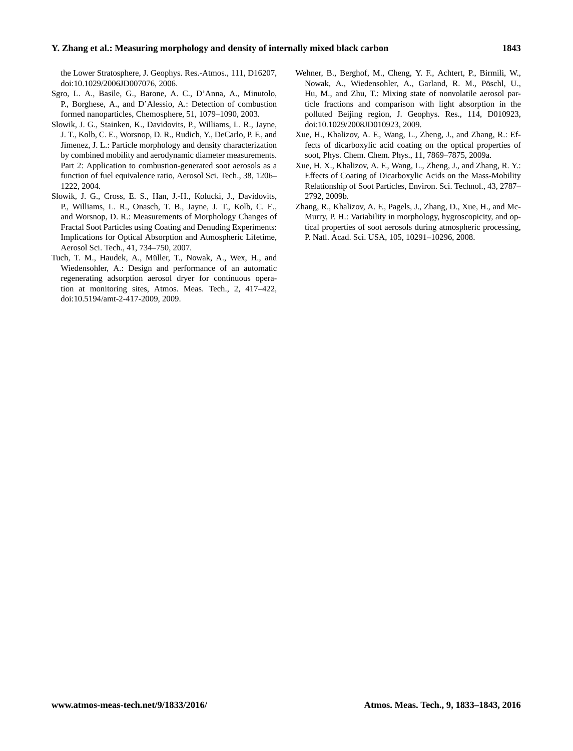the Lower Stratosphere, J. Geophys. Res.-Atmos., 111, D16207, doi:10.1029/2006JD007076, 2006.

Sgro, L. A., Basile, G., Barone, A. C., D'Anna, A., Minutolo, P., Borghese, A., and D'Alessio, A.: Detection of combustion formed nanoparticles, Chemosphere, 51, 1079–1090, 2003.

Slowik, J. G., Stainken, K., Davidovits, P., Williams, L. R., Jayne, J. T., Kolb, C. E., Worsnop, D. R., Rudich, Y., DeCarlo, P. F., and Jimenez, J. L.: Particle morphology and density characterization by combined mobility and aerodynamic diameter measurements. Part 2: Application to combustion-generated soot aerosols as a function of fuel equivalence ratio, Aerosol Sci. Tech., 38, 1206–1222, 2004.

Slowik, J. G., Cross, E. S., Han, J.-H., Kolucki, J., Davidovits, P., Williams, L. R., Onasch, T. B., Jayne, J. T., Kolb, C. E., and Worsnop, D. R.: Measurements of Morphology Changes of Fractal Soot Particles using Coating and Denuding Experiments: Implications for Optical Absorption and Atmospheric Lifetime, Aerosol Sci. Tech., 41, 734–750, 2007.

Tuch, T. M., Haudek, A., Müller, T., Nowak, A., Wex, H., and Wiedensohler, A.: Design and performance of an automatic regenerating adsorption aerosol dryer for continuous operation at monitoring sites, Atmos. Meas. Tech., 2, 417–422, doi:10.5194/amt-2-417-2009, 2009.

Wehner, B., Berghof, M., Cheng, Y. F., Achtert, P., Birmili, W., Nowak, A., Wiedensohler, A., Garland, R. M., Pöschl, U., Hu, M., and Zhu, T.: Mixing state of nonvolatile aerosol particle fractions and comparison with light absorption in the polluted Beijing region, J. Geophys. Res., 114, D010923, doi:10.1029/2008JD010923, 2009.

Xue, H., Khalizov, A. F., Wang, L., Zheng, J., and Zhang, R.: Effects of dicarboxylic acid coating on the optical properties of soot, Phys. Chem. Chem. Phys., 11, 7869–7875, 2009a.

Xue, H. X., Khalizov, A. F., Wang, L., Zheng, J., and Zhang, R. Y.: Effects of Coating of Dicarboxylic Acids on the Mass-Mobility Relationship of Soot Particles, Environ. Sci. Technol., 43, 2787–2792, 2009b.

Zhang, R., Khalizov, A. F., Pagels, J., Zhang, D., Xue, H., and McMurry, P. H.: Variability in morphology, hygroscopicity, and optical properties of soot aerosols during atmospheric processing, P. Natl. Acad. Sci. USA, 105, 10291–10296, 2008.